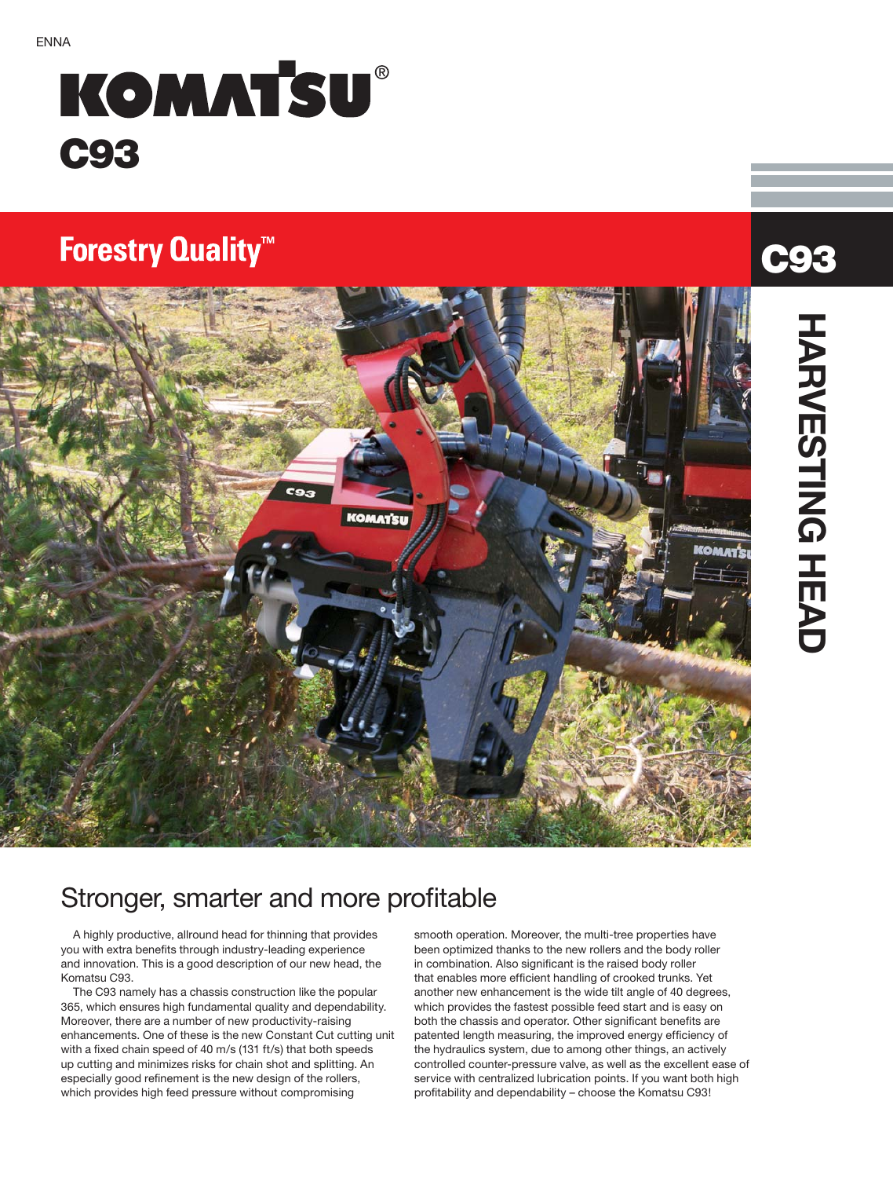ENNA

# KOMATSU®

# C93

## Forestry Quality™

C93

HARVESTING HEAD

## Stronger, smarter and more profitable

A highly productive, allround head for thinning that provides you with extra benefits through industry-leading experience and innovation. This is a good description of our new head, the Komatsu C93.

The C93 namely has a chassis construction like the popular 365, which ensures high fundamental quality and dependability. Moreover, there are a number of new productivity-raising enhancements. One of these is the new Constant Cut cutting unit with a fixed chain speed of 40 m/s (131 ft/s) that both speeds up cutting and minimizes risks for chain shot and splitting. An especially good refinement is the new design of the rollers, which provides high feed pressure without compromising smooth operation. Moreover, the multi-tree properties have been optimized thanks to the new rollers and the body roller in combination. Also significant is the raised body roller that enables more efficient handling of crooked trunks. Yet another new enhancement is the wide tilt angle of 40 degrees, which provides the fastest possible feed start and is easy on both the chassis and operator. Other significant benefits are patented length measuring, the improved energy efficiency of the hydraulics system, due to among other things, an actively controlled counter-pressure valve, as well as the excellent ease of service with centralized lubrication points. If you want both high profitability and dependability – choose the Komatsu C93!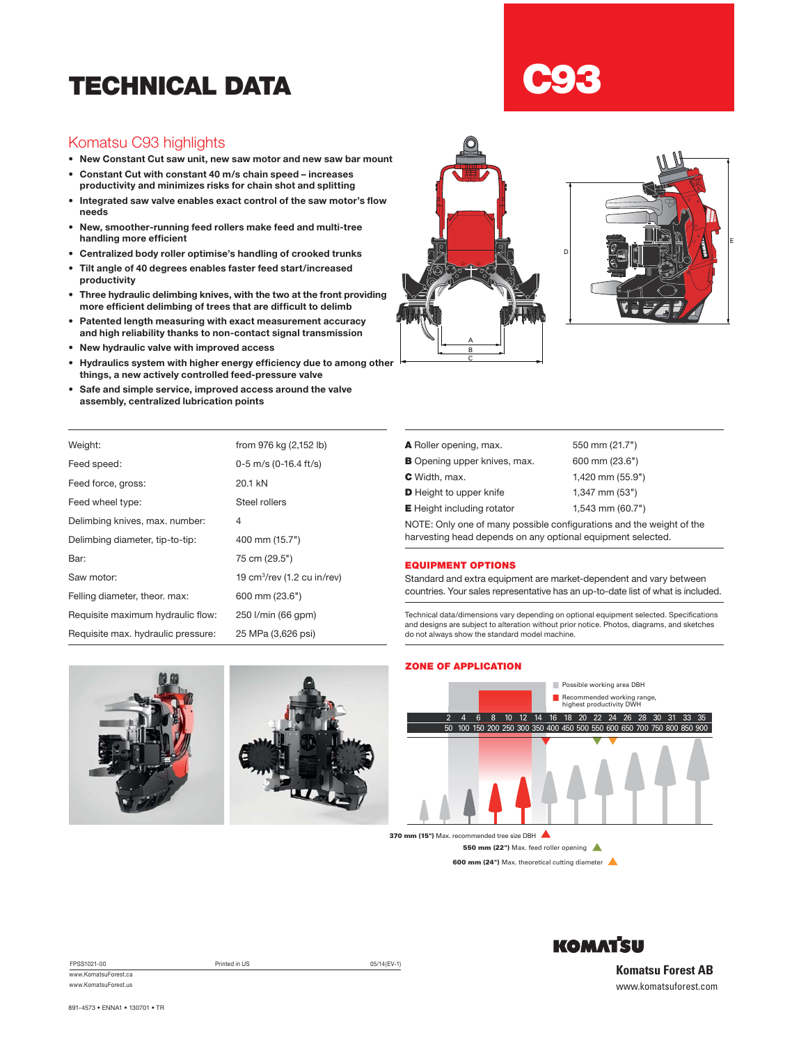# TECHNICAL DATA

# C93

## Komatsu C93 highlights

- **New Constant Cut saw unit, new saw motor and new saw bar mount**
- **Constant Cut with constant 40 m/s chain speed – increases productivity and minimizes risks for chain shot and splitting**
- **Integrated saw valve enables exact control of the saw motor's flow needs**
- **New, smoother-running feed rollers make feed and multi-tree handling more efficient**
- **Centralized body roller optimise's handling of crooked trunks**
- **Tilt angle of 40 degrees enables faster feed start/increased productivity**
- **Three hydraulic delimbing knives, with the two at the front providing more efficient delimbing of trees that are difficult to delimb**
- **Patented length measuring with exact measurement accuracy and high reliability thanks to non-contact signal transmission**
- **New hydraulic valve with improved access**
- **Hydraulics system with higher energy efficiency due to among other things, a new actively controlled feed-pressure valve**
- **Safe and simple service, improved access around the valve assembly, centralized lubrication points**

A
B
C
D
E

| | |
|---|---|
| Weight: | from 976 kg (2,152 lb) |
| Feed speed: | 0-5 m/s (0-16.4 ft/s) |
| Feed force, gross: | 20.1 kN |
| Feed wheel type: | Steel rollers |
| Delimbing knives, max. number: | 4 |
| Delimbing diameter, tip-to-tip: | 400 mm (15.7") |
| Bar: | 75 cm (29.5") |
| Saw motor: | 19 cm³/rev (1.2 cu in/rev) |
| Felling diameter, theor. max: | 600 mm (23.6") |
| Requisite maximum hydraulic flow: | 250 l/min (66 gpm) |
| Requisite max. hydraulic pressure: | 25 MPa (3,626 psi) |

| | |
|---|---|
| **A** Roller opening, max. | 550 mm (21.7") |
| **B** Opening upper knives, max. | 600 mm (23.6") |
| **C** Width, max. | 1,420 mm (55.9") |
| **D** Height to upper knife | 1,347 mm (53") |
| **E** Height including rotator | 1,543 mm (60.7") |

NOTE: Only one of many possible configurations and the weight of the harvesting head depends on any optional equipment selected.

### EQUIPMENT OPTIONS

Standard and extra equipment are market-dependent and vary between countries. Your sales representative has an up-to-date list of what is included.

Technical data/dimensions vary depending on optional equipment selected. Specifications and designs are subject to alteration without prior notice. Photos, diagrams, and sketches do not always show the standard model machine.

### ZONE OF APPLICATION

Possible working area DBH
Recommended working range, highest productivity DWH

2 4 6 8 10 12 14 16 18 20 22 24 26 28 30 31 33 35
50 100 150 200 250 300 350 400 450 500 550 600 650 700 750 800 850 900

**370 mm (15")** Max. recommended tree size DBH
**550 mm (22")** Max. feed roller opening
**600 mm (24")** Max. theoretical cutting diameter

KOMATSU
**Komatsu Forest AB**
www.komatsuforest.com

FPSS1021-00 Printed in US 05/14(EV-1)
www.KomatsuForest.ca
www.KomatsuForest.us

891-4573 • ENNA1 • 130701 • TR